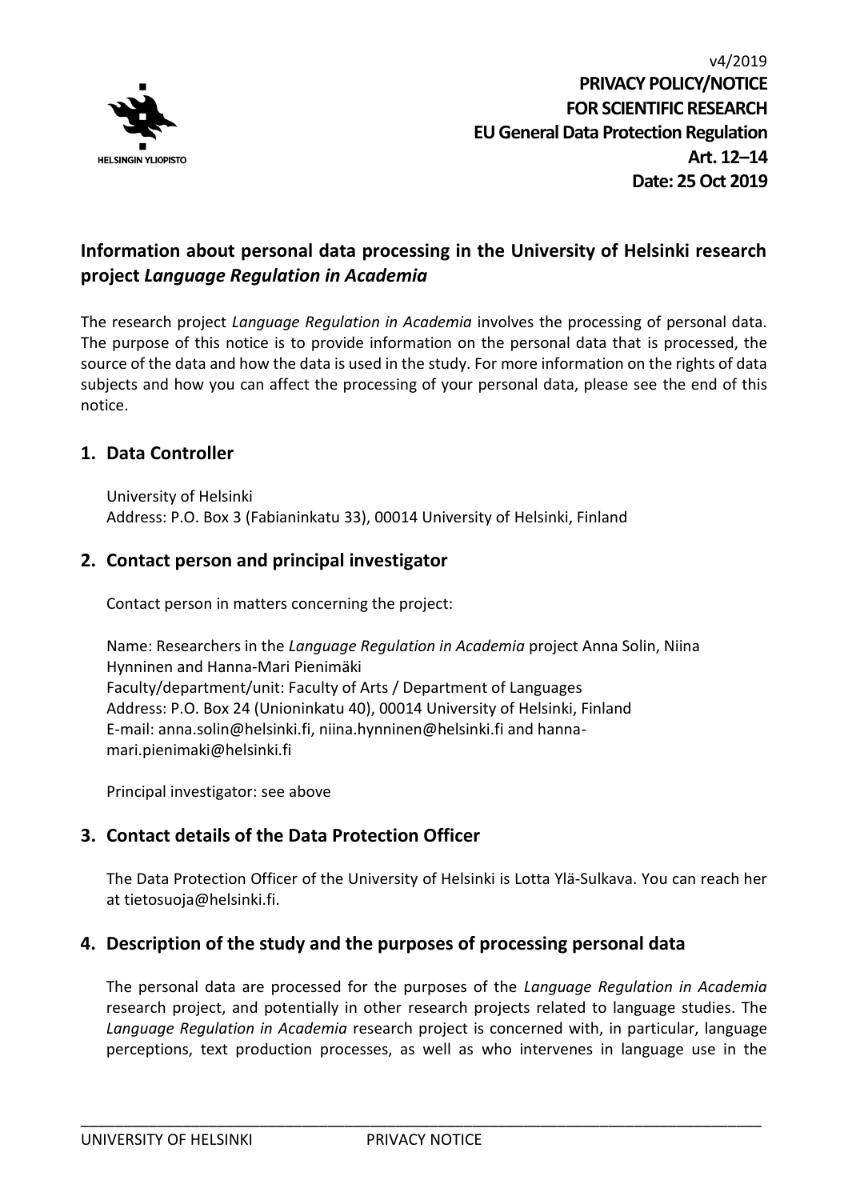v4/2019

**PRIVACY POLICY/NOTICE**
**FOR SCIENTIFIC RESEARCH**
**EU General Data Protection Regulation**
**Art. 12–14**
**Date: 25 Oct 2019**

## Information about personal data processing in the University of Helsinki research project *Language Regulation in Academia*

The research project *Language Regulation in Academia* involves the processing of personal data. The purpose of this notice is to provide information on the personal data that is processed, the source of the data and how the data is used in the study. For more information on the rights of data subjects and how you can affect the processing of your personal data, please see the end of this notice.

## 1. Data Controller

University of Helsinki
Address: P.O. Box 3 (Fabianinkatu 33), 00014 University of Helsinki, Finland

## 2. Contact person and principal investigator

Contact person in matters concerning the project:

Name: Researchers in the *Language Regulation in Academia* project Anna Solin, Niina Hynninen and Hanna-Mari Pienimäki
Faculty/department/unit: Faculty of Arts / Department of Languages
Address: P.O. Box 24 (Unioninkatu 40), 00014 University of Helsinki, Finland
E-mail: anna.solin@helsinki.fi, niina.hynninen@helsinki.fi and hanna-mari.pienimaki@helsinki.fi

Principal investigator: see above

## 3. Contact details of the Data Protection Officer

The Data Protection Officer of the University of Helsinki is Lotta Ylä-Sulkava. You can reach her at tietosuoja@helsinki.fi.

## 4. Description of the study and the purposes of processing personal data

The personal data are processed for the purposes of the *Language Regulation in Academia* research project, and potentially in other research projects related to language studies. The *Language Regulation in Academia* research project is concerned with, in particular, language perceptions, text production processes, as well as who intervenes in language use in the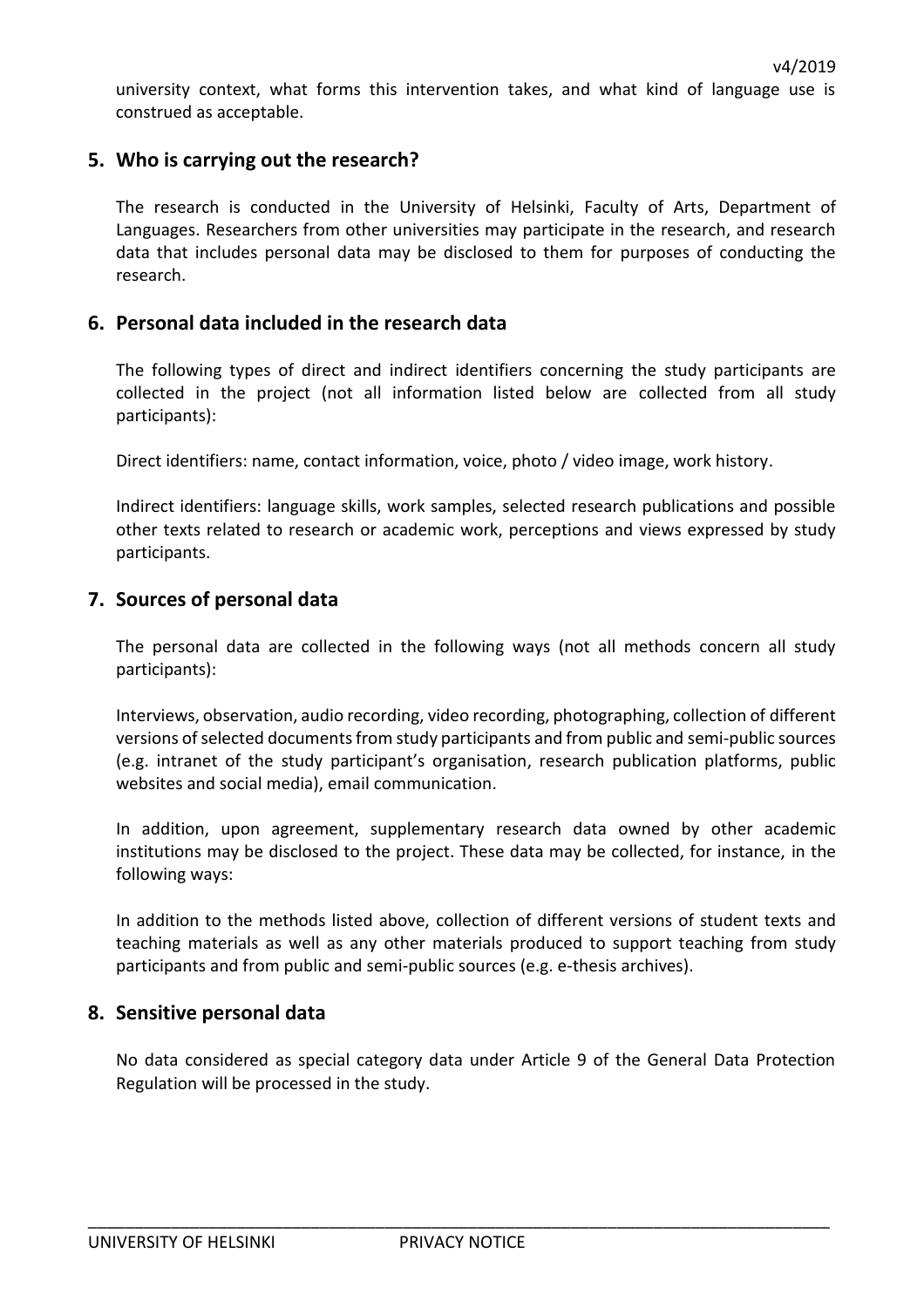university context, what forms this intervention takes, and what kind of language use is construed as acceptable.

## 5. Who is carrying out the research?

The research is conducted in the University of Helsinki, Faculty of Arts, Department of Languages. Researchers from other universities may participate in the research, and research data that includes personal data may be disclosed to them for purposes of conducting the research.

## 6. Personal data included in the research data

The following types of direct and indirect identifiers concerning the study participants are collected in the project (not all information listed below are collected from all study participants):

Direct identifiers: name, contact information, voice, photo / video image, work history.

Indirect identifiers: language skills, work samples, selected research publications and possible other texts related to research or academic work, perceptions and views expressed by study participants.

## 7. Sources of personal data

The personal data are collected in the following ways (not all methods concern all study participants):

Interviews, observation, audio recording, video recording, photographing, collection of different versions of selected documents from study participants and from public and semi-public sources (e.g. intranet of the study participant's organisation, research publication platforms, public websites and social media), email communication.

In addition, upon agreement, supplementary research data owned by other academic institutions may be disclosed to the project. These data may be collected, for instance, in the following ways:

In addition to the methods listed above, collection of different versions of student texts and teaching materials as well as any other materials produced to support teaching from study participants and from public and semi-public sources (e.g. e-thesis archives).

## 8. Sensitive personal data

No data considered as special category data under Article 9 of the General Data Protection Regulation will be processed in the study.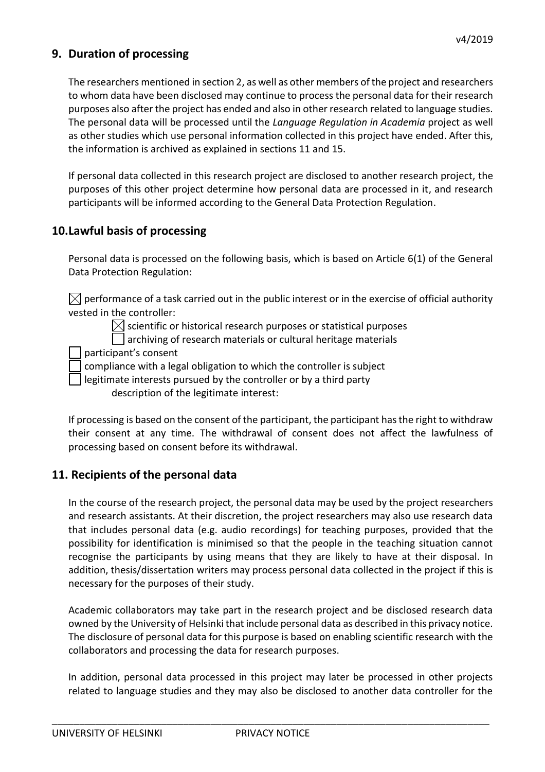## 9. Duration of processing

The researchers mentioned in section 2, as well as other members of the project and researchers to whom data have been disclosed may continue to process the personal data for their research purposes also after the project has ended and also in other research related to language studies. The personal data will be processed until the *Language Regulation in Academia* project as well as other studies which use personal information collected in this project have ended. After this, the information is archived as explained in sections 11 and 15.

If personal data collected in this research project are disclosed to another research project, the purposes of this other project determine how personal data are processed in it, and research participants will be informed according to the General Data Protection Regulation.

## 10. Lawful basis of processing

Personal data is processed on the following basis, which is based on Article 6(1) of the General Data Protection Regulation:

☒ performance of a task carried out in the public interest or in the exercise of official authority vested in the controller:

- ☒ scientific or historical research purposes or statistical purposes
- ☐ archiving of research materials or cultural heritage materials

☐ participant's consent

☐ compliance with a legal obligation to which the controller is subject

☐ legitimate interests pursued by the controller or by a third party
description of the legitimate interest:

If processing is based on the consent of the participant, the participant has the right to withdraw their consent at any time. The withdrawal of consent does not affect the lawfulness of processing based on consent before its withdrawal.

## 11. Recipients of the personal data

In the course of the research project, the personal data may be used by the project researchers and research assistants. At their discretion, the project researchers may also use research data that includes personal data (e.g. audio recordings) for teaching purposes, provided that the possibility for identification is minimised so that the people in the teaching situation cannot recognise the participants by using means that they are likely to have at their disposal. In addition, thesis/dissertation writers may process personal data collected in the project if this is necessary for the purposes of their study.

Academic collaborators may take part in the research project and be disclosed research data owned by the University of Helsinki that include personal data as described in this privacy notice. The disclosure of personal data for this purpose is based on enabling scientific research with the collaborators and processing the data for research purposes.

In addition, personal data processed in this project may later be processed in other projects related to language studies and they may also be disclosed to another data controller for the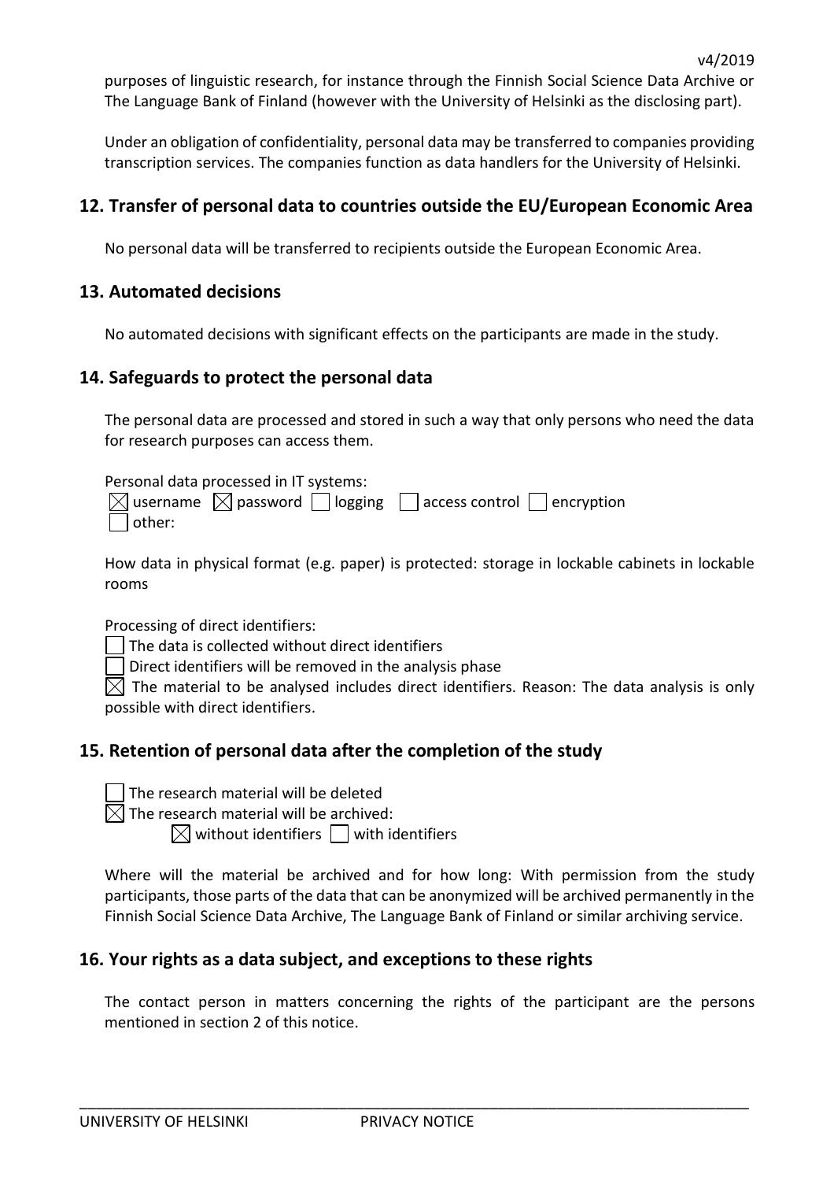purposes of linguistic research, for instance through the Finnish Social Science Data Archive or The Language Bank of Finland (however with the University of Helsinki as the disclosing part).

Under an obligation of confidentiality, personal data may be transferred to companies providing transcription services. The companies function as data handlers for the University of Helsinki.

## 12. Transfer of personal data to countries outside the EU/European Economic Area

No personal data will be transferred to recipients outside the European Economic Area.

## 13. Automated decisions

No automated decisions with significant effects on the participants are made in the study.

## 14. Safeguards to protect the personal data

The personal data are processed and stored in such a way that only persons who need the data for research purposes can access them.

Personal data processed in IT systems:

☒ username ☒ password ☐ logging ☐ access control ☐ encryption
☐ other:

How data in physical format (e.g. paper) is protected: storage in lockable cabinets in lockable rooms

Processing of direct identifiers:

☐ The data is collected without direct identifiers
☐ Direct identifiers will be removed in the analysis phase
☒ The material to be analysed includes direct identifiers. Reason: The data analysis is only possible with direct identifiers.

## 15. Retention of personal data after the completion of the study

☐ The research material will be deleted
☒ The research material will be archived:
☒ without identifiers ☐ with identifiers

Where will the material be archived and for how long: With permission from the study participants, those parts of the data that can be anonymized will be archived permanently in the Finnish Social Science Data Archive, The Language Bank of Finland or similar archiving service.

## 16. Your rights as a data subject, and exceptions to these rights

The contact person in matters concerning the rights of the participant are the persons mentioned in section 2 of this notice.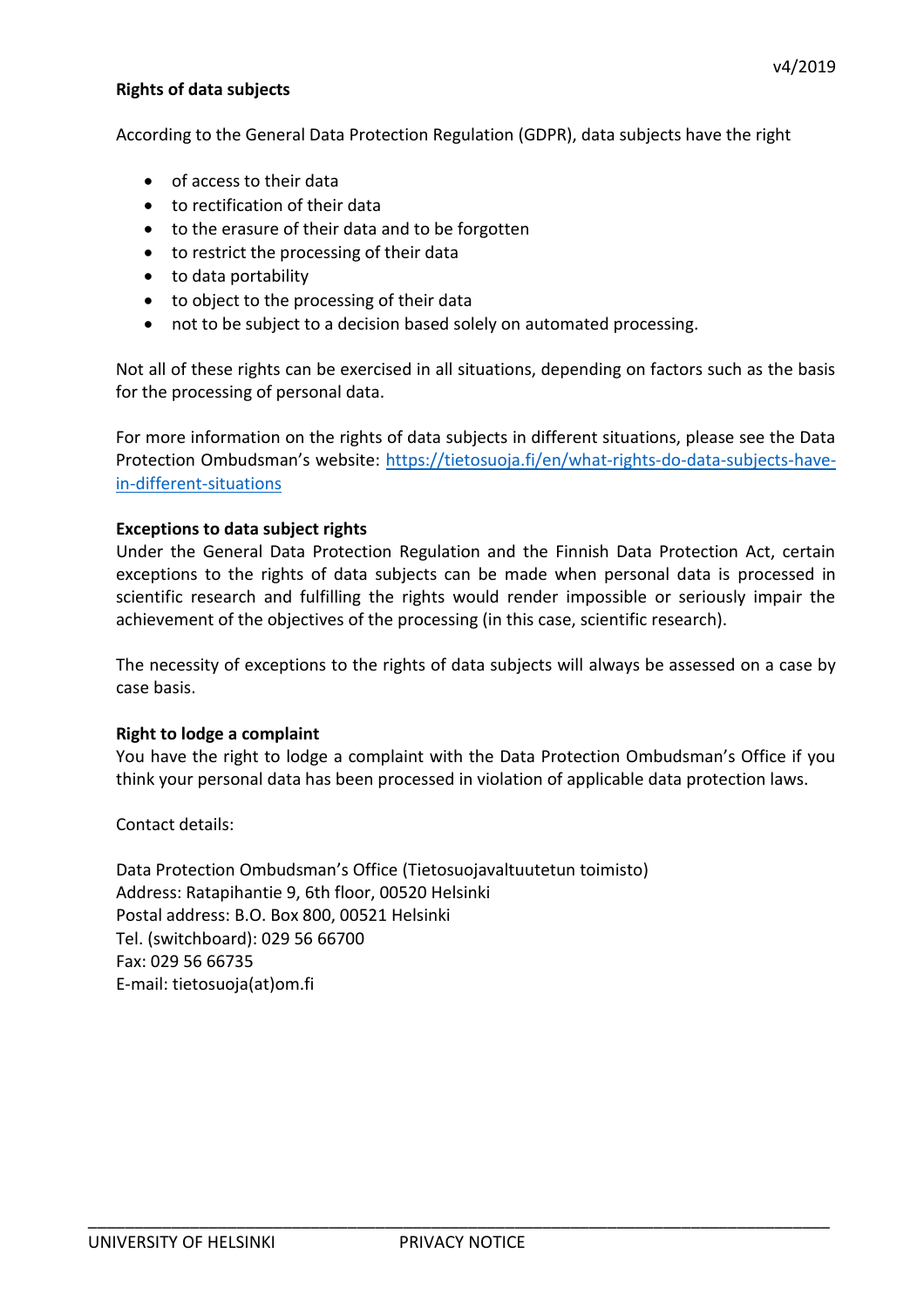**Rights of data subjects**

According to the General Data Protection Regulation (GDPR), data subjects have the right

- of access to their data
- to rectification of their data
- to the erasure of their data and to be forgotten
- to restrict the processing of their data
- to data portability
- to object to the processing of their data
- not to be subject to a decision based solely on automated processing.

Not all of these rights can be exercised in all situations, depending on factors such as the basis for the processing of personal data.

For more information on the rights of data subjects in different situations, please see the Data Protection Ombudsman's website: [https://tietosuoja.fi/en/what-rights-do-data-subjects-have-in-different-situations](https://tietosuoja.fi/en/what-rights-do-data-subjects-have-in-different-situations)

**Exceptions to data subject rights**

Under the General Data Protection Regulation and the Finnish Data Protection Act, certain exceptions to the rights of data subjects can be made when personal data is processed in scientific research and fulfilling the rights would render impossible or seriously impair the achievement of the objectives of the processing (in this case, scientific research).

The necessity of exceptions to the rights of data subjects will always be assessed on a case by case basis.

**Right to lodge a complaint**

You have the right to lodge a complaint with the Data Protection Ombudsman's Office if you think your personal data has been processed in violation of applicable data protection laws.

Contact details:

Data Protection Ombudsman's Office (Tietosuojavaltuutetun toimisto)
Address: Ratapihantie 9, 6th floor, 00520 Helsinki
Postal address: B.O. Box 800, 00521 Helsinki
Tel. (switchboard): 029 56 66700
Fax: 029 56 66735
E-mail: tietosuoja(at)om.fi